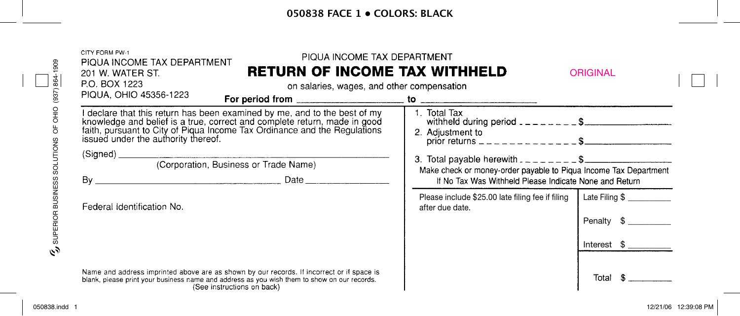CITY FORM PW-1

PIQUA INCOME TAX DEPARTMENT
201 W. WATER ST.
P.O. BOX 1223
PIQUA, OHIO 45356-1223

PIQUA INCOME TAX DEPARTMENT

# RETURN OF INCOME TAX WITHHELD

on salaries, wages, and other compensation

ORIGINAL

**For period from** ____________________ **to** ____________________

I declare that this return has been examined by me, and to the best of my knowledge and belief is a true, correct and complete return, made in good faith, pursuant to City of Piqua Income Tax Ordinance and the Regulations issued under the authority thereof.

(Signed) ______________________________________________
(Corporation, Business or Trade Name)

By ______________________________ Date ________________

Federal Identification No.

1. Total Tax withheld during period - - - - - - - - $ ______________
2. Adjustment to prior returns - - - - - - - - - - - - $ ______________
3. Total payable herewith - - - - - - - - $ ______________

Make check or money-order payable to Piqua Income Tax Department
If No Tax Was Withheld Please Indicate None and Return

Please include $25.00 late filing fee if filing after due date.

Late Filing $ __________

Penalty $ __________

Interest $ __________

Total $ __________

Name and address imprinted above are as shown by our records. If incorrect or if space is blank, please print your business name and address as you wish them to show on our records.
(See instructions on back)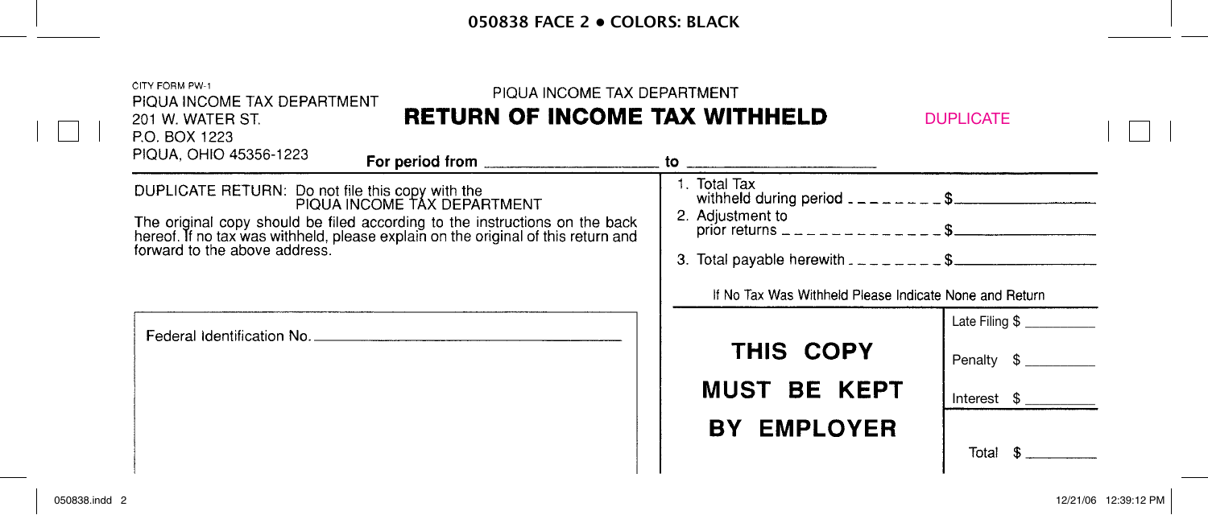CITY FORM PW-1
PIQUA INCOME TAX DEPARTMENT
201 W. WATER ST.
P.O. BOX 1223
PIQUA, OHIO 45356-1223

PIQUA INCOME TAX DEPARTMENT

# RETURN OF INCOME TAX WITHHELD

DUPLICATE

**For period from** ____________________ **to** ____________________

DUPLICATE RETURN: Do not file this copy with the PIQUA INCOME TAX DEPARTMENT

The original copy should be filed according to the instructions on the back hereof. If no tax was withheld, please explain on the original of this return and forward to the above address.

1. Total Tax withheld during period - - - - - - - - $____________
2. Adjustment to prior returns - - - - - - - - - - - - - $____________
3. Total payable herewith - - - - - - - - $____________

If No Tax Was Withheld Please Indicate None and Return

Federal Identification No. ______________________________

**THIS COPY MUST BE KEPT BY EMPLOYER**

Late Filing $ __________

Penalty $ __________

Interest $ __________

Total $ __________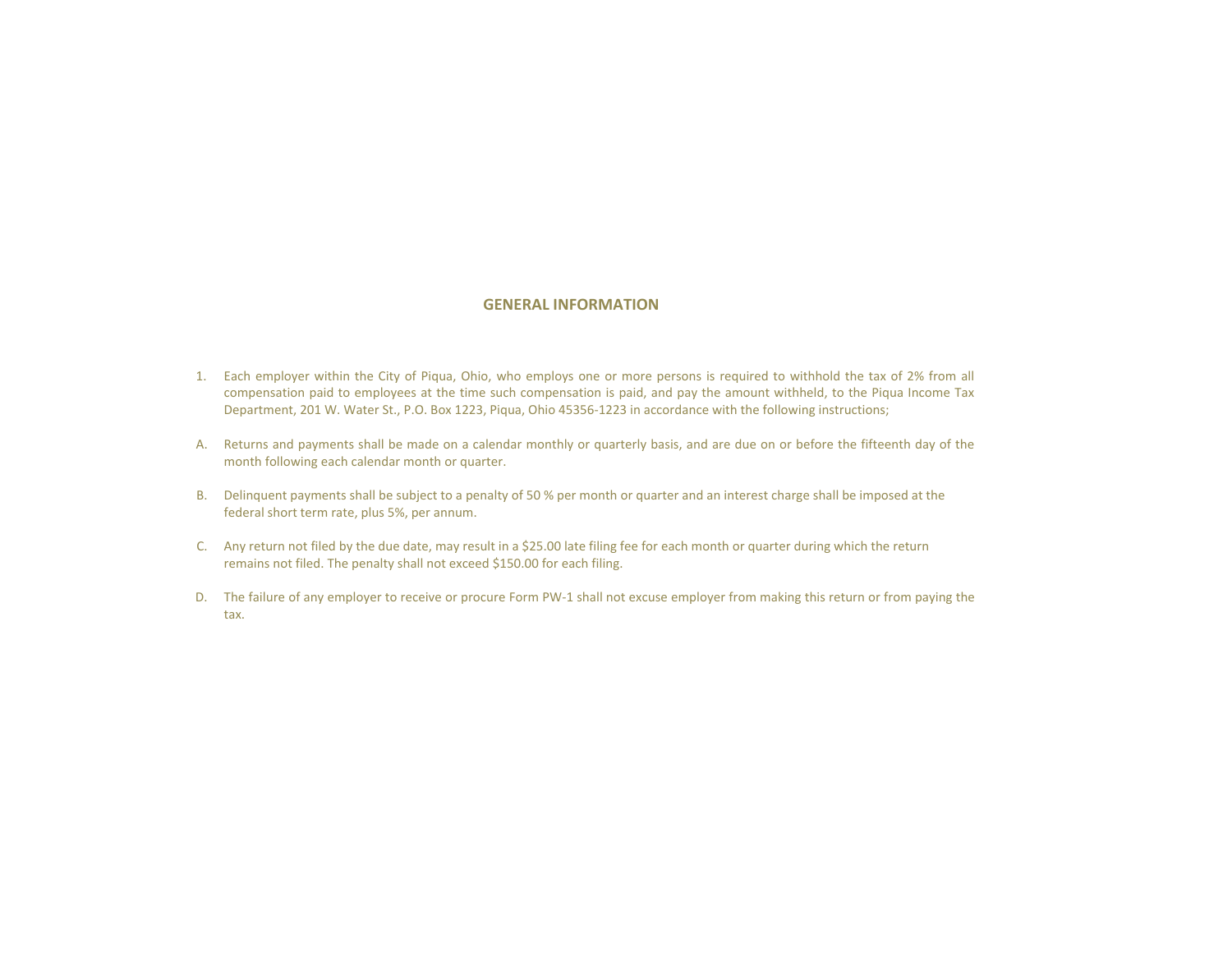## GENERAL INFORMATION

1. Each employer within the City of Piqua, Ohio, who employs one or more persons is required to withhold the tax of 2% from all compensation paid to employees at the time such compensation is paid, and pay the amount withheld, to the Piqua Income Tax Department, 201 W. Water St., P.O. Box 1223, Piqua, Ohio 45356-1223 in accordance with the following instructions;

A. Returns and payments shall be made on a calendar monthly or quarterly basis, and are due on or before the fifteenth day of the month following each calendar month or quarter.

B. Delinquent payments shall be subject to a penalty of 50 % per month or quarter and an interest charge shall be imposed at the federal short term rate, plus 5%, per annum.

C. Any return not filed by the due date, may result in a $25.00 late filing fee for each month or quarter during which the return remains not filed. The penalty shall not exceed $150.00 for each filing.

D. The failure of any employer to receive or procure Form PW-1 shall not excuse employer from making this return or from paying the tax.